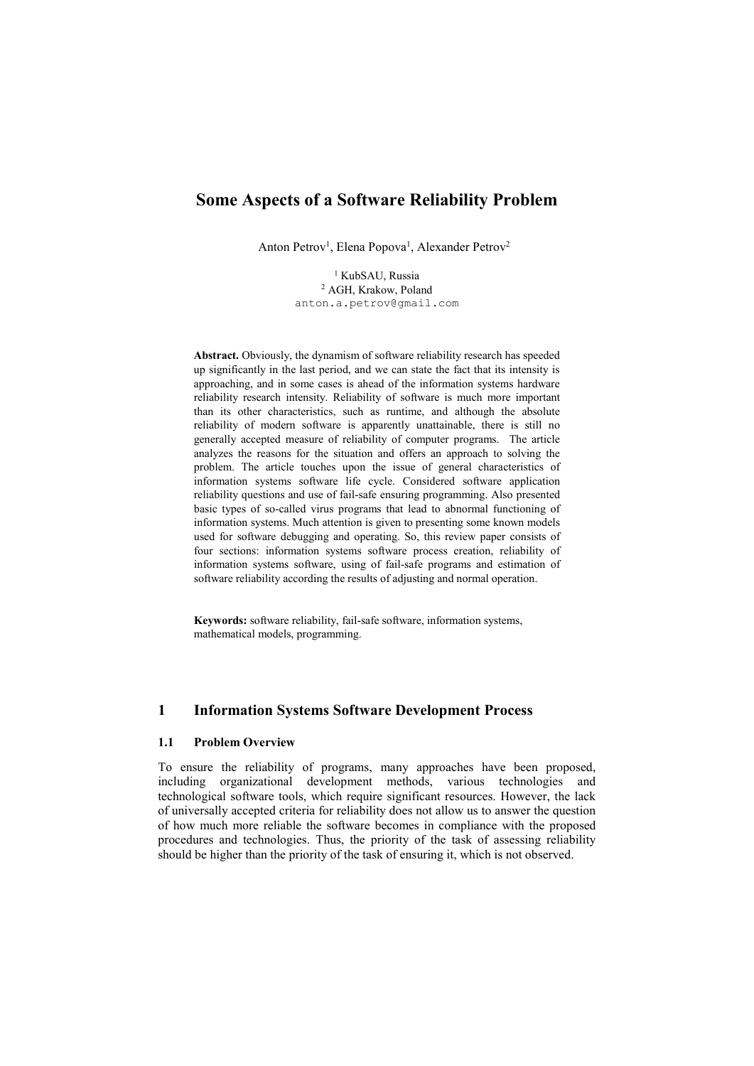# Some Aspects of a Software Reliability Problem

Anton Petrov[1], Elena Popova[1], Alexander Petrov[2]

[1] KubSAU, Russia
[2] AGH, Krakow, Poland
anton.a.petrov@gmail.com

**Abstract.** Obviously, the dynamism of software reliability research has speeded up significantly in the last period, and we can state the fact that its intensity is approaching, and in some cases is ahead of the information systems hardware reliability research intensity. Reliability of software is much more important than its other characteristics, such as runtime, and although the absolute reliability of modern software is apparently unattainable, there is still no generally accepted measure of reliability of computer programs. The article analyzes the reasons for the situation and offers an approach to solving the problem. The article touches upon the issue of general characteristics of information systems software life cycle. Considered software application reliability questions and use of fail-safe ensuring programming. Also presented basic types of so-called virus programs that lead to abnormal functioning of information systems. Much attention is given to presenting some known models used for software debugging and operating. So, this review paper consists of four sections: information systems software process creation, reliability of information systems software, using of fail-safe programs and estimation of software reliability according the results of adjusting and normal operation.

**Keywords:** software reliability, fail-safe software, information systems, mathematical models, programming.

## 1 Information Systems Software Development Process

### 1.1 Problem Overview

To ensure the reliability of programs, many approaches have been proposed, including organizational development methods, various technologies and technological software tools, which require significant resources. However, the lack of universally accepted criteria for reliability does not allow us to answer the question of how much more reliable the software becomes in compliance with the proposed procedures and technologies. Thus, the priority of the task of assessing reliability should be higher than the priority of the task of ensuring it, which is not observed.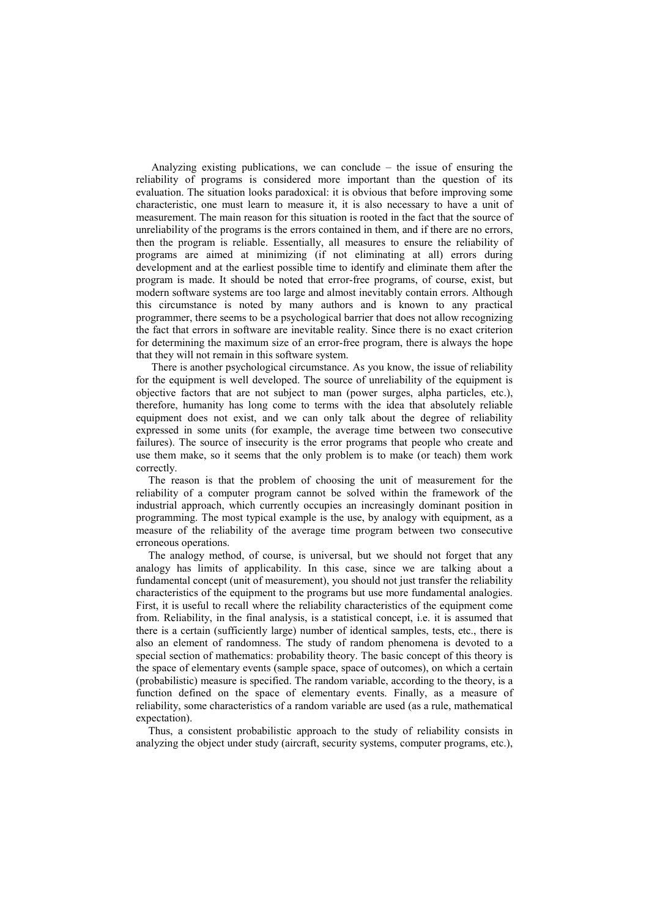Analyzing existing publications, we can conclude – the issue of ensuring the reliability of programs is considered more important than the question of its evaluation. The situation looks paradoxical: it is obvious that before improving some characteristic, one must learn to measure it, it is also necessary to have a unit of measurement. The main reason for this situation is rooted in the fact that the source of unreliability of the programs is the errors contained in them, and if there are no errors, then the program is reliable. Essentially, all measures to ensure the reliability of programs are aimed at minimizing (if not eliminating at all) errors during development and at the earliest possible time to identify and eliminate them after the program is made. It should be noted that error-free programs, of course, exist, but modern software systems are too large and almost inevitably contain errors. Although this circumstance is noted by many authors and is known to any practical programmer, there seems to be a psychological barrier that does not allow recognizing the fact that errors in software are inevitable reality. Since there is no exact criterion for determining the maximum size of an error-free program, there is always the hope that they will not remain in this software system.

There is another psychological circumstance. As you know, the issue of reliability for the equipment is well developed. The source of unreliability of the equipment is objective factors that are not subject to man (power surges, alpha particles, etc.), therefore, humanity has long come to terms with the idea that absolutely reliable equipment does not exist, and we can only talk about the degree of reliability expressed in some units (for example, the average time between two consecutive failures). The source of insecurity is the error programs that people who create and use them make, so it seems that the only problem is to make (or teach) them work correctly.

The reason is that the problem of choosing the unit of measurement for the reliability of a computer program cannot be solved within the framework of the industrial approach, which currently occupies an increasingly dominant position in programming. The most typical example is the use, by analogy with equipment, as a measure of the reliability of the average time program between two consecutive erroneous operations.

The analogy method, of course, is universal, but we should not forget that any analogy has limits of applicability. In this case, since we are talking about a fundamental concept (unit of measurement), you should not just transfer the reliability characteristics of the equipment to the programs but use more fundamental analogies. First, it is useful to recall where the reliability characteristics of the equipment come from. Reliability, in the final analysis, is a statistical concept, i.e. it is assumed that there is a certain (sufficiently large) number of identical samples, tests, etc., there is also an element of randomness. The study of random phenomena is devoted to a special section of mathematics: probability theory. The basic concept of this theory is the space of elementary events (sample space, space of outcomes), on which a certain (probabilistic) measure is specified. The random variable, according to the theory, is a function defined on the space of elementary events. Finally, as a measure of reliability, some characteristics of a random variable are used (as a rule, mathematical expectation).

Thus, a consistent probabilistic approach to the study of reliability consists in analyzing the object under study (aircraft, security systems, computer programs, etc.),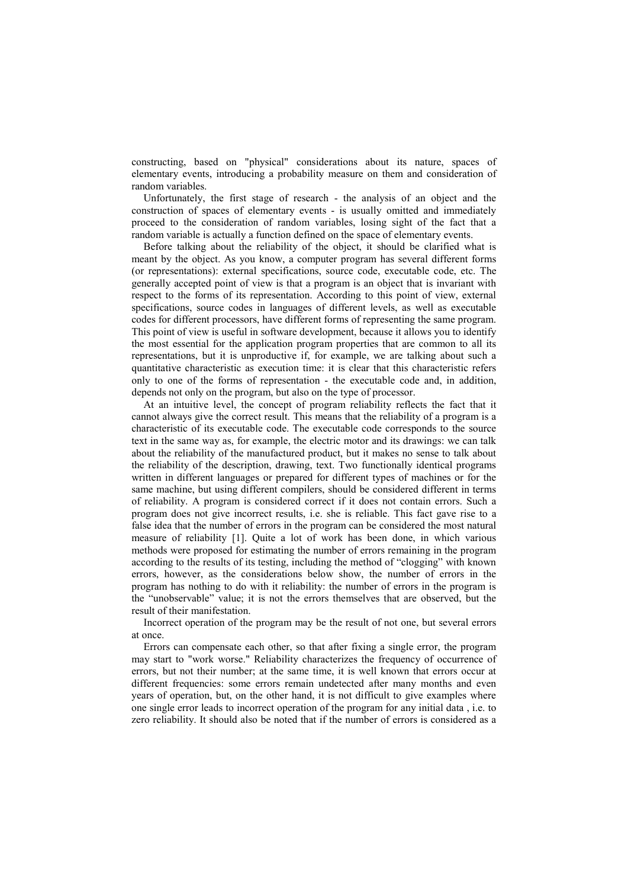constructing, based on "physical" considerations about its nature, spaces of elementary events, introducing a probability measure on them and consideration of random variables.

Unfortunately, the first stage of research - the analysis of an object and the construction of spaces of elementary events - is usually omitted and immediately proceed to the consideration of random variables, losing sight of the fact that a random variable is actually a function defined on the space of elementary events.

Before talking about the reliability of the object, it should be clarified what is meant by the object. As you know, a computer program has several different forms (or representations): external specifications, source code, executable code, etc. The generally accepted point of view is that a program is an object that is invariant with respect to the forms of its representation. According to this point of view, external specifications, source codes in languages of different levels, as well as executable codes for different processors, have different forms of representing the same program. This point of view is useful in software development, because it allows you to identify the most essential for the application program properties that are common to all its representations, but it is unproductive if, for example, we are talking about such a quantitative characteristic as execution time: it is clear that this characteristic refers only to one of the forms of representation - the executable code and, in addition, depends not only on the program, but also on the type of processor.

At an intuitive level, the concept of program reliability reflects the fact that it cannot always give the correct result. This means that the reliability of a program is a characteristic of its executable code. The executable code corresponds to the source text in the same way as, for example, the electric motor and its drawings: we can talk about the reliability of the manufactured product, but it makes no sense to talk about the reliability of the description, drawing, text. Two functionally identical programs written in different languages or prepared for different types of machines or for the same machine, but using different compilers, should be considered different in terms of reliability. A program is considered correct if it does not contain errors. Such a program does not give incorrect results, i.e. she is reliable. This fact gave rise to a false idea that the number of errors in the program can be considered the most natural measure of reliability [1]. Quite a lot of work has been done, in which various methods were proposed for estimating the number of errors remaining in the program according to the results of its testing, including the method of "clogging" with known errors, however, as the considerations below show, the number of errors in the program has nothing to do with it reliability: the number of errors in the program is the "unobservable" value; it is not the errors themselves that are observed, but the result of their manifestation.

Incorrect operation of the program may be the result of not one, but several errors at once.

Errors can compensate each other, so that after fixing a single error, the program may start to "work worse." Reliability characterizes the frequency of occurrence of errors, but not their number; at the same time, it is well known that errors occur at different frequencies: some errors remain undetected after many months and even years of operation, but, on the other hand, it is not difficult to give examples where one single error leads to incorrect operation of the program for any initial data , i.e. to zero reliability. It should also be noted that if the number of errors is considered as a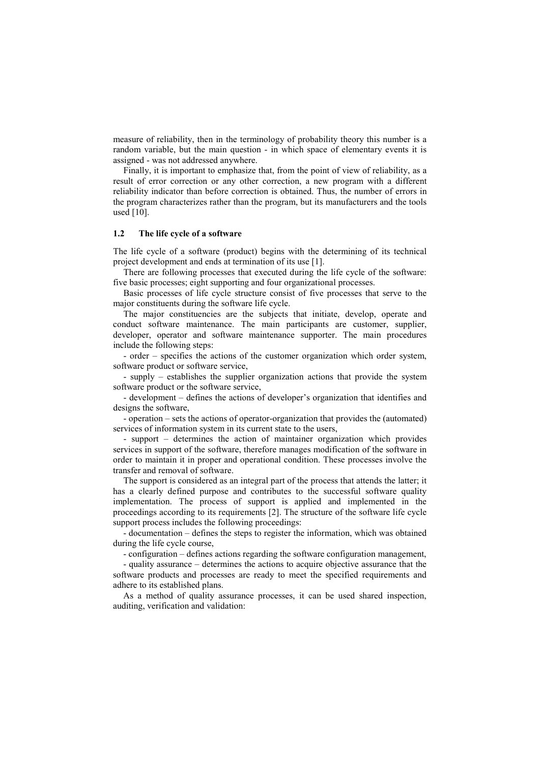measure of reliability, then in the terminology of probability theory this number is a random variable, but the main question - in which space of elementary events it is assigned - was not addressed anywhere.

Finally, it is important to emphasize that, from the point of view of reliability, as a result of error correction or any other correction, a new program with a different reliability indicator than before correction is obtained. Thus, the number of errors in the program characterizes rather than the program, but its manufacturers and the tools used [10].

### 1.2 The life cycle of a software

The life cycle of a software (product) begins with the determining of its technical project development and ends at termination of its use [1].

There are following processes that executed during the life cycle of the software: five basic processes; eight supporting and four organizational processes.

Basic processes of life cycle structure consist of five processes that serve to the major constituents during the software life cycle.

The major constituencies are the subjects that initiate, develop, operate and conduct software maintenance. The main participants are customer, supplier, developer, operator and software maintenance supporter. The main procedures include the following steps:

- order – specifies the actions of the customer organization which order system, software product or software service,
- supply – establishes the supplier organization actions that provide the system software product or the software service,
- development – defines the actions of developer's organization that identifies and designs the software,
- operation – sets the actions of operator-organization that provides the (automated) services of information system in its current state to the users,
- support – determines the action of maintainer organization which provides services in support of the software, therefore manages modification of the software in order to maintain it in proper and operational condition. These processes involve the transfer and removal of software.

The support is considered as an integral part of the process that attends the latter; it has a clearly defined purpose and contributes to the successful software quality implementation. The process of support is applied and implemented in the proceedings according to its requirements [2]. The structure of the software life cycle support process includes the following proceedings:

- documentation – defines the steps to register the information, which was obtained during the life cycle course,
- configuration – defines actions regarding the software configuration management,
- quality assurance – determines the actions to acquire objective assurance that the software products and processes are ready to meet the specified requirements and adhere to its established plans.

As a method of quality assurance processes, it can be used shared inspection, auditing, verification and validation: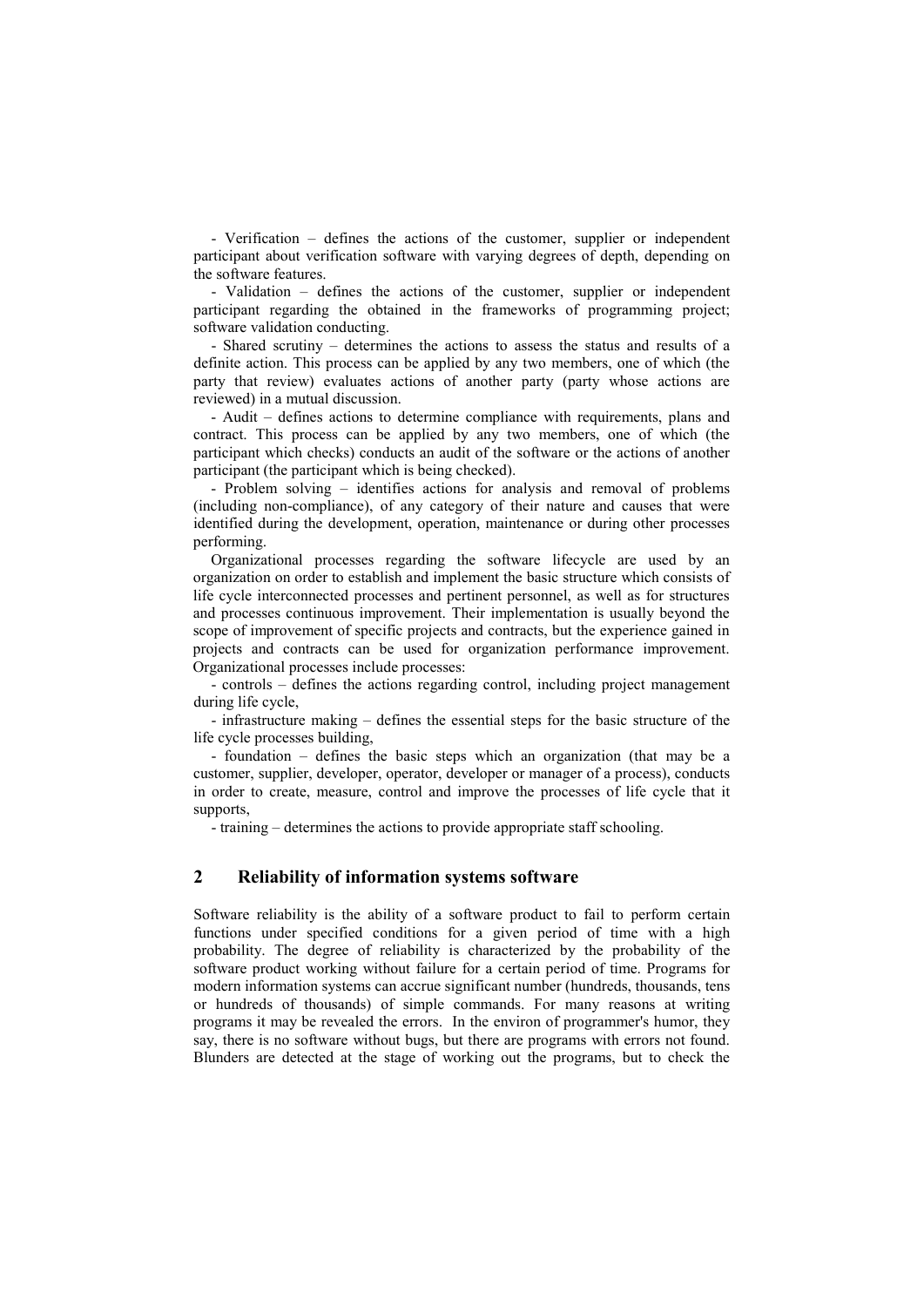- Verification – defines the actions of the customer, supplier or independent participant about verification software with varying degrees of depth, depending on the software features.

- Validation – defines the actions of the customer, supplier or independent participant regarding the obtained in the frameworks of programming project; software validation conducting.

- Shared scrutiny – determines the actions to assess the status and results of a definite action. This process can be applied by any two members, one of which (the party that review) evaluates actions of another party (party whose actions are reviewed) in a mutual discussion.

- Audit – defines actions to determine compliance with requirements, plans and contract. This process can be applied by any two members, one of which (the participant which checks) conducts an audit of the software or the actions of another participant (the participant which is being checked).

- Problem solving – identifies actions for analysis and removal of problems (including non-compliance), of any category of their nature and causes that were identified during the development, operation, maintenance or during other processes performing.

Organizational processes regarding the software lifecycle are used by an organization on order to establish and implement the basic structure which consists of life cycle interconnected processes and pertinent personnel, as well as for structures and processes continuous improvement. Their implementation is usually beyond the scope of improvement of specific projects and contracts, but the experience gained in projects and contracts can be used for organization performance improvement. Organizational processes include processes:

- controls – defines the actions regarding control, including project management during life cycle,

- infrastructure making – defines the essential steps for the basic structure of the life cycle processes building,

- foundation – defines the basic steps which an organization (that may be a customer, supplier, developer, operator, developer or manager of a process), conducts in order to create, measure, control and improve the processes of life cycle that it supports,

- training – determines the actions to provide appropriate staff schooling.

## 2 Reliability of information systems software

Software reliability is the ability of a software product to fail to perform certain functions under specified conditions for a given period of time with a high probability. The degree of reliability is characterized by the probability of the software product working without failure for a certain period of time. Programs for modern information systems can accrue significant number (hundreds, thousands, tens or hundreds of thousands) of simple commands. For many reasons at writing programs it may be revealed the errors. In the environ of programmer's humor, they say, there is no software without bugs, but there are programs with errors not found. Blunders are detected at the stage of working out the programs, but to check the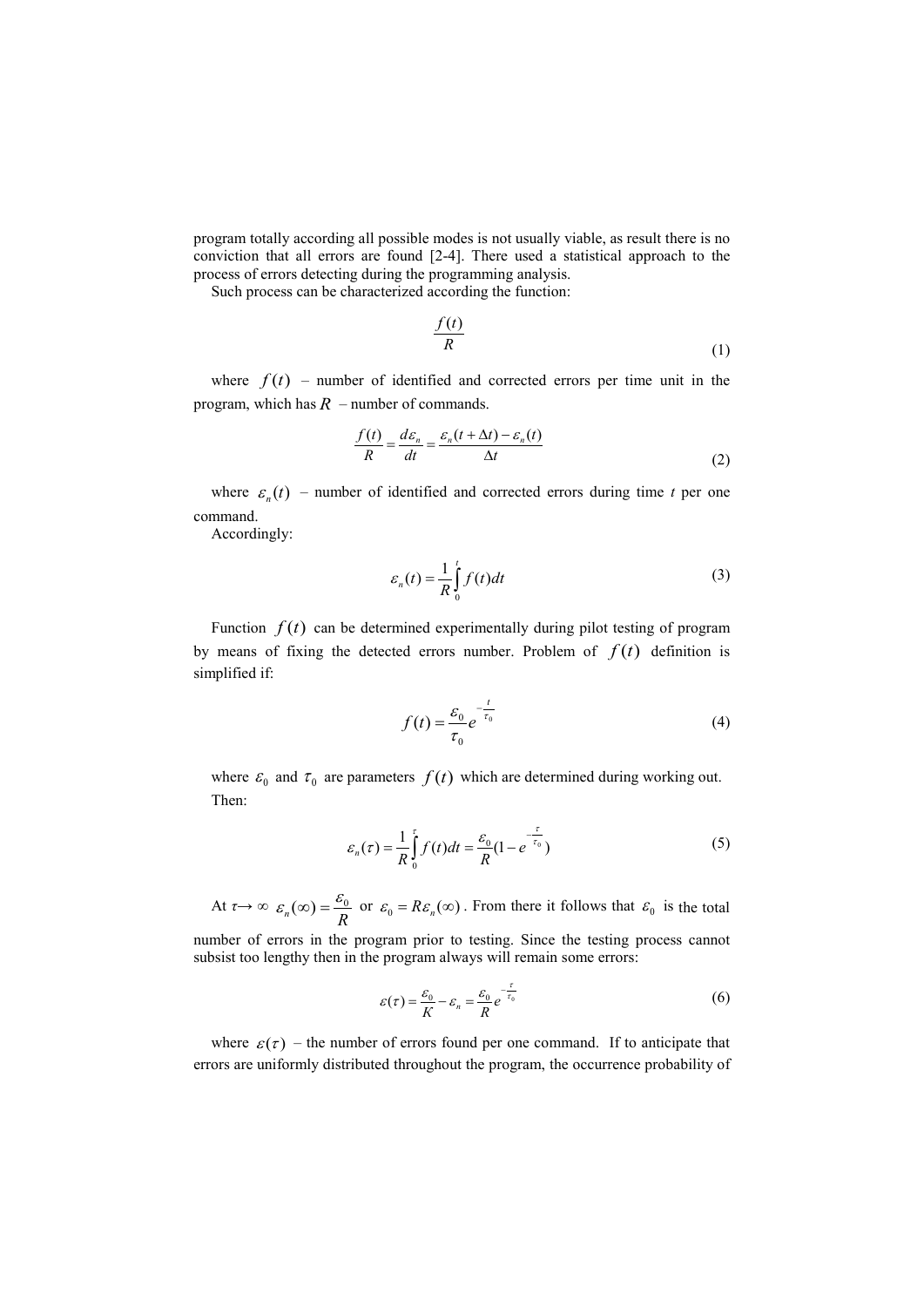program totally according all possible modes is not usually viable, as result there is no conviction that all errors are found [2-4]. There used a statistical approach to the process of errors detecting during the programming analysis.

Such process can be characterized according the function:

$$\frac{f(t)}{R} \tag{1}$$

where $f(t)$ – number of identified and corrected errors per time unit in the program, which has $R$ – number of commands.

$$\frac{f(t)}{R} = \frac{d\varepsilon_n}{dt} = \frac{\varepsilon_n(t+\Delta t) - \varepsilon_n(t)}{\Delta t} \tag{2}$$

where $\varepsilon_n(t)$ – number of identified and corrected errors during time *t* per one command.

Accordingly:

$$\varepsilon_n(t) = \frac{1}{R}\int_0^t f(t)dt \tag{3}$$

Function $f(t)$ can be determined experimentally during pilot testing of program by means of fixing the detected errors number. Problem of $f(t)$ definition is simplified if:

$$f(t) = \frac{\varepsilon_0}{\tau_0} e^{-\frac{t}{\tau_0}} \tag{4}$$

where $\varepsilon_0$ and $\tau_0$ are parameters $f(t)$ which are determined during working out.

Then:

$$\varepsilon_n(\tau) = \frac{1}{R}\int_0^\tau f(t)dt = \frac{\varepsilon_0}{R}(1 - e^{-\frac{\tau}{\tau_0}}) \tag{5}$$

At $\tau \rightarrow \infty$ $\varepsilon_n(\infty) = \frac{\varepsilon_0}{R}$ or $\varepsilon_0 = R\varepsilon_n(\infty)$. From there it follows that $\varepsilon_0$ is the total number of errors in the program prior to testing. Since the testing process cannot subsist too lengthy then in the program always will remain some errors:

$$\varepsilon(\tau) = \frac{\varepsilon_0}{K} - \varepsilon_n = \frac{\varepsilon_0}{R} e^{-\frac{\tau}{\tau_0}} \tag{6}$$

where $\varepsilon(\tau)$ – the number of errors found per one command. If to anticipate that errors are uniformly distributed throughout the program, the occurrence probability of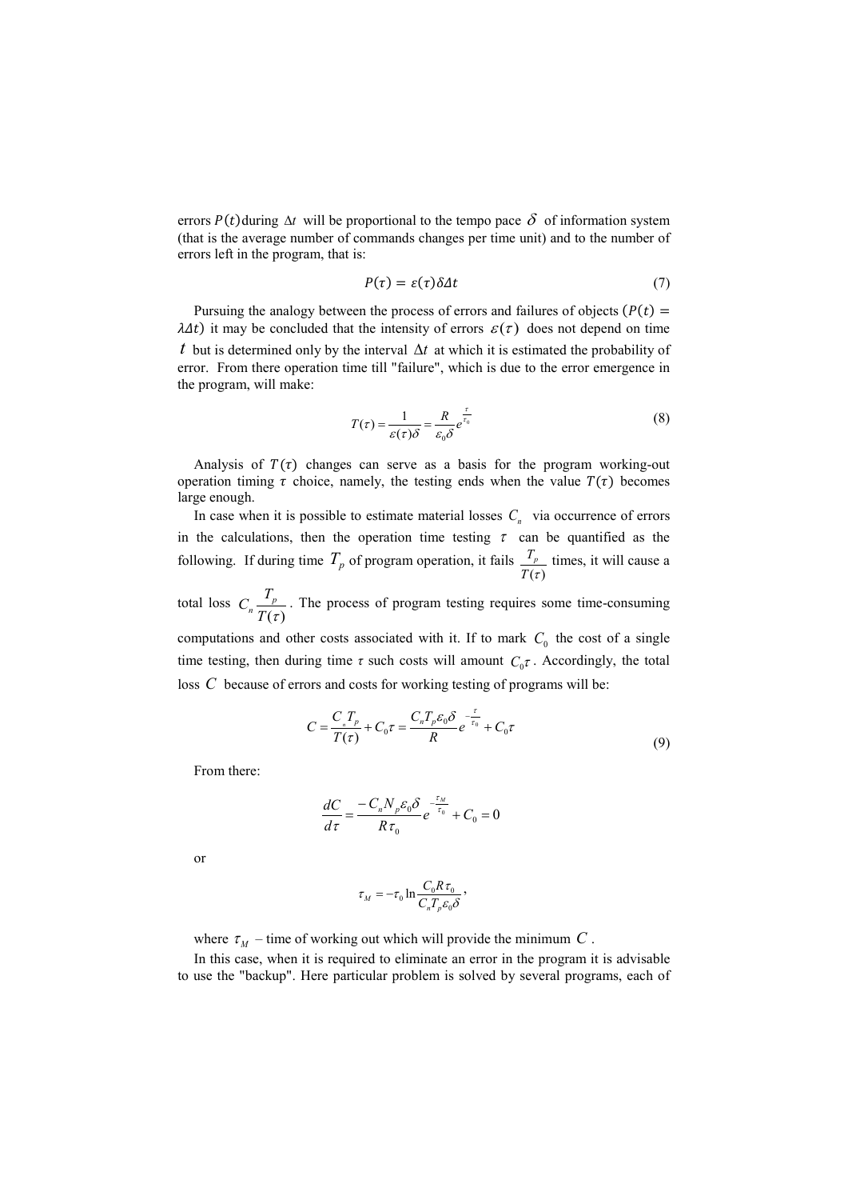errors $P(t)$ during $\Delta t$ will be proportional to the tempo pace $\delta$ of information system (that is the average number of commands changes per time unit) and to the number of errors left in the program, that is:

$$P(\tau) = \varepsilon(\tau)\delta\Delta t \tag{7}$$

Pursuing the analogy between the process of errors and failures of objects ($P(t) = \lambda\Delta t$) it may be concluded that the intensity of errors $\varepsilon(\tau)$ does not depend on time $t$ but is determined only by the interval $\Delta t$ at which it is estimated the probability of error. From there operation time till "failure", which is due to the error emergence in the program, will make:

$$T(\tau) = \frac{1}{\varepsilon(\tau)\delta} = \frac{R}{\varepsilon_0\delta}e^{\frac{\tau}{\tau_0}} \tag{8}$$

Analysis of $T(\tau)$ changes can serve as a basis for the program working-out operation timing $\tau$ choice, namely, the testing ends when the value $T(\tau)$ becomes large enough.

In case when it is possible to estimate material losses $C_n$ via occurrence of errors in the calculations, then the operation time testing $\tau$ can be quantified as the following. If during time $T_p$ of program operation, it fails $\frac{T_p}{T(\tau)}$ times, it will cause a total loss $C_n\frac{T_p}{T(\tau)}$. The process of program testing requires some time-consuming computations and other costs associated with it. If to mark $C_0$ the cost of a single time testing, then during time $\tau$ such costs will amount $C_0\tau$. Accordingly, the total loss $C$ because of errors and costs for working testing of programs will be:

$$C = \frac{C_n T_p}{T(\tau)} + C_0\tau = \frac{C_n T_p \varepsilon_0 \delta}{R}e^{-\frac{\tau}{\tau_0}} + C_0\tau \tag{9}$$

From there:

$$\frac{dC}{d\tau} = \frac{-C_n N_p \varepsilon_0 \delta}{R\tau_0}e^{-\frac{\tau_M}{\tau_0}} + C_0 = 0$$

or

$$\tau_M = -\tau_0 \ln\frac{C_0 R \tau_0}{C_n T_p \varepsilon_0 \delta},$$

where $\tau_M$ – time of working out which will provide the minimum $C$.

In this case, when it is required to eliminate an error in the program it is advisable to use the "backup". Here particular problem is solved by several programs, each of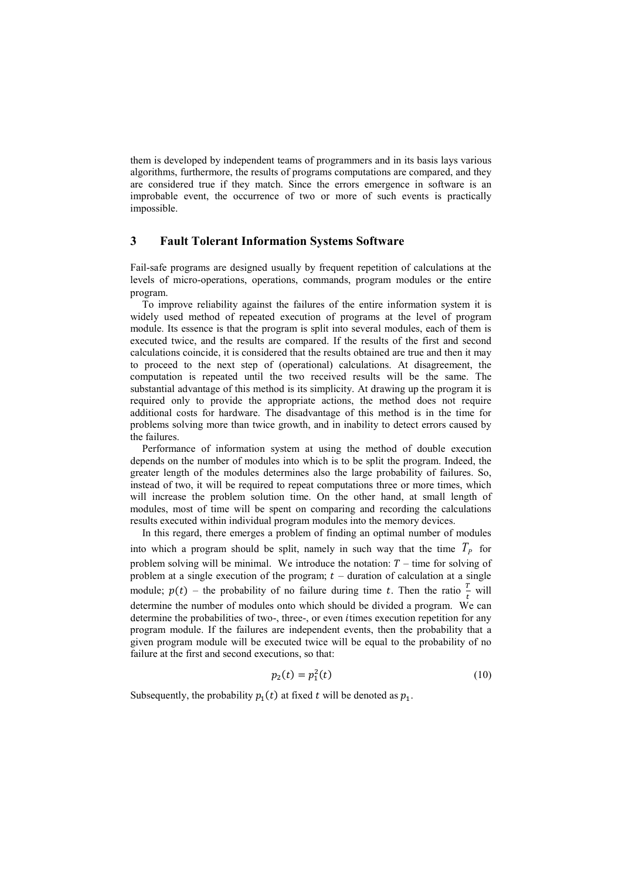them is developed by independent teams of programmers and in its basis lays various algorithms, furthermore, the results of programs computations are compared, and they are considered true if they match. Since the errors emergence in software is an improbable event, the occurrence of two or more of such events is practically impossible.

## 3 Fault Tolerant Information Systems Software

Fail-safe programs are designed usually by frequent repetition of calculations at the levels of micro-operations, operations, commands, program modules or the entire program.

To improve reliability against the failures of the entire information system it is widely used method of repeated execution of programs at the level of program module. Its essence is that the program is split into several modules, each of them is executed twice, and the results are compared. If the results of the first and second calculations coincide, it is considered that the results obtained are true and then it may to proceed to the next step of (operational) calculations. At disagreement, the computation is repeated until the two received results will be the same. The substantial advantage of this method is its simplicity. At drawing up the program it is required only to provide the appropriate actions, the method does not require additional costs for hardware. The disadvantage of this method is in the time for problems solving more than twice growth, and in inability to detect errors caused by the failures.

Performance of information system at using the method of double execution depends on the number of modules into which is to be split the program. Indeed, the greater length of the modules determines also the large probability of failures. So, instead of two, it will be required to repeat computations three or more times, which will increase the problem solution time. On the other hand, at small length of modules, most of time will be spent on comparing and recording the calculations results executed within individual program modules into the memory devices.

In this regard, there emerges a problem of finding an optimal number of modules into which a program should be split, namely in such way that the time $T_P$ for problem solving will be minimal. We introduce the notation: $T$ – time for solving of problem at a single execution of the program; $t$ – duration of calculation at a single module; $p(t)$ – the probability of no failure during time $t$. Then the ratio $\frac{T}{t}$ will determine the number of modules onto which should be divided a program. We can determine the probabilities of two-, three-, or even $i$times execution repetition for any program module. If the failures are independent events, then the probability that a given program module will be executed twice will be equal to the probability of no failure at the first and second executions, so that:

$$p_2(t) = p_1^2(t) \tag{10}$$

Subsequently, the probability $p_1(t)$ at fixed $t$ will be denoted as $p_1$.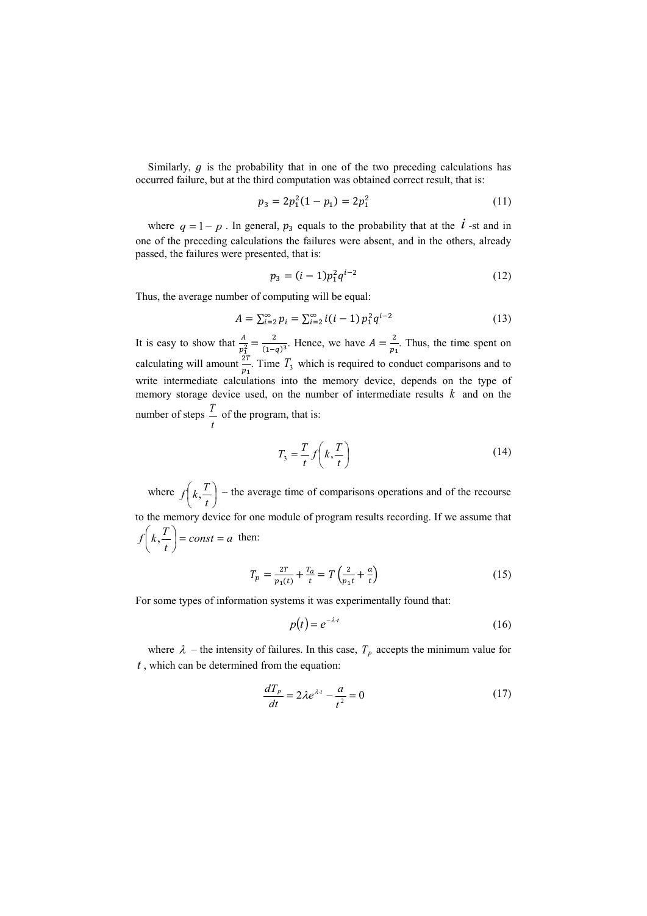Similarly, $g$ is the probability that in one of the two preceding calculations has occurred failure, but at the third computation was obtained correct result, that is:

$$p_3 = 2p_1^2(1 - p_1) = 2p_1^2 \tag{11}$$

where $q = 1 - p$. In general, $p_3$ equals to the probability that at the $i$ -st and in one of the preceding calculations the failures were absent, and in the others, already passed, the failures were presented, that is:

$$p_3 = (i-1)p_1^2 q^{i-2} \tag{12}$$

Thus, the average number of computing will be equal:

$$A = \sum_{i=2}^{\infty} p_i = \sum_{i=2}^{\infty} i(i-1)\, p_1^2 q^{i-2} \tag{13}$$

It is easy to show that $\frac{A}{p_1^2} = \frac{2}{(1-q)^3}$. Hence, we have $A = \frac{2}{p_1}$. Thus, the time spent on calculating will amount $\frac{2T}{p_1}$. Time $T_3$ which is required to conduct comparisons and to write intermediate calculations into the memory device, depends on the type of memory storage device used, on the number of intermediate results $k$ and on the number of steps $\frac{T}{t}$ of the program, that is:

$$T_3 = \frac{T}{t} f\left(k, \frac{T}{t}\right) \tag{14}$$

where $f\left(k, \frac{T}{t}\right)$ – the average time of comparisons operations and of the recourse to the memory device for one module of program results recording. If we assume that $f\left(k, \frac{T}{t}\right) = const = a$ then:

$$T_p = \frac{2T}{p_1(t)} + \frac{T_a}{t} = T\left(\frac{2}{p_1 t} + \frac{a}{t}\right) \tag{15}$$

For some types of information systems it was experimentally found that:

$$p(t) = e^{-\lambda \cdot t} \tag{16}$$

where $\lambda$ – the intensity of failures. In this case, $T_p$ accepts the minimum value for $t$, which can be determined from the equation:

$$\frac{dT_P}{dt} = 2\lambda e^{\lambda \cdot t} - \frac{a}{t^2} = 0 \tag{17}$$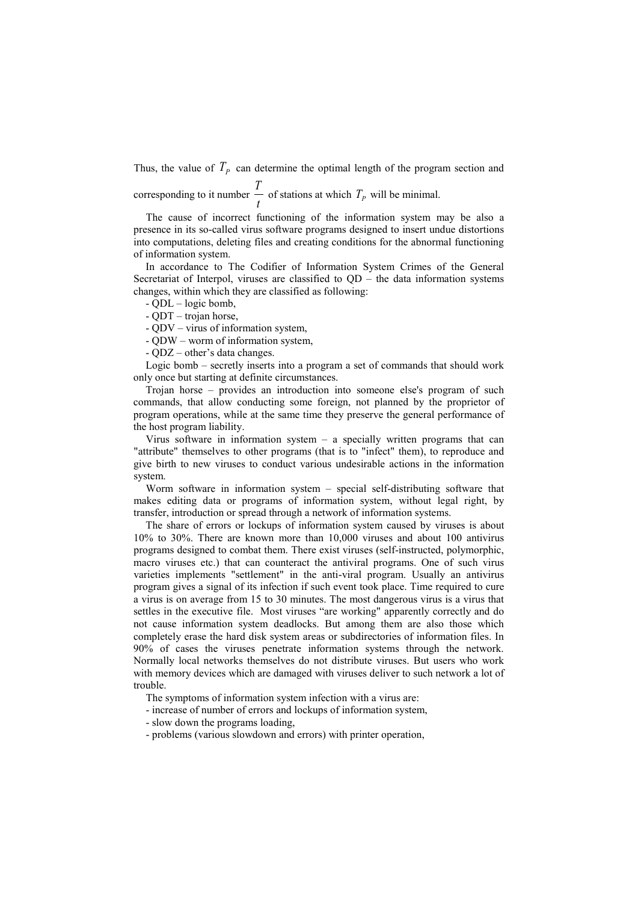Thus, the value of $T_P$ can determine the optimal length of the program section and corresponding to it number $\frac{T}{t}$ of stations at which $T_P$ will be minimal.

The cause of incorrect functioning of the information system may be also a presence in its so-called virus software programs designed to insert undue distortions into computations, deleting files and creating conditions for the abnormal functioning of information system.

In accordance to The Codifier of Information System Crimes of the General Secretariat of Interpol, viruses are classified to QD – the data information systems changes, within which they are classified as following:

- QDL – logic bomb,
- QDT – trojan horse,
- QDV – virus of information system,
- QDW – worm of information system,
- QDZ – other's data changes.

Logic bomb – secretly inserts into a program a set of commands that should work only once but starting at definite circumstances.

Trojan horse – provides an introduction into someone else's program of such commands, that allow conducting some foreign, not planned by the proprietor of program operations, while at the same time they preserve the general performance of the host program liability.

Virus software in information system – a specially written programs that can "attribute" themselves to other programs (that is to "infect" them), to reproduce and give birth to new viruses to conduct various undesirable actions in the information system.

Worm software in information system – special self-distributing software that makes editing data or programs of information system, without legal right, by transfer, introduction or spread through a network of information systems.

The share of errors or lockups of information system caused by viruses is about 10% to 30%. There are known more than 10,000 viruses and about 100 antivirus programs designed to combat them. There exist viruses (self-instructed, polymorphic, macro viruses etc.) that can counteract the antiviral programs. One of such virus varieties implements "settlement" in the anti-viral program. Usually an antivirus program gives a signal of its infection if such event took place. Time required to cure a virus is on average from 15 to 30 minutes. The most dangerous virus is a virus that settles in the executive file. Most viruses "are working" apparently correctly and do not cause information system deadlocks. But among them are also those which completely erase the hard disk system areas or subdirectories of information files. In 90% of cases the viruses penetrate information systems through the network. Normally local networks themselves do not distribute viruses. But users who work with memory devices which are damaged with viruses deliver to such network a lot of trouble.

The symptoms of information system infection with a virus are:

- increase of number of errors and lockups of information system,
- slow down the programs loading,
- problems (various slowdown and errors) with printer operation,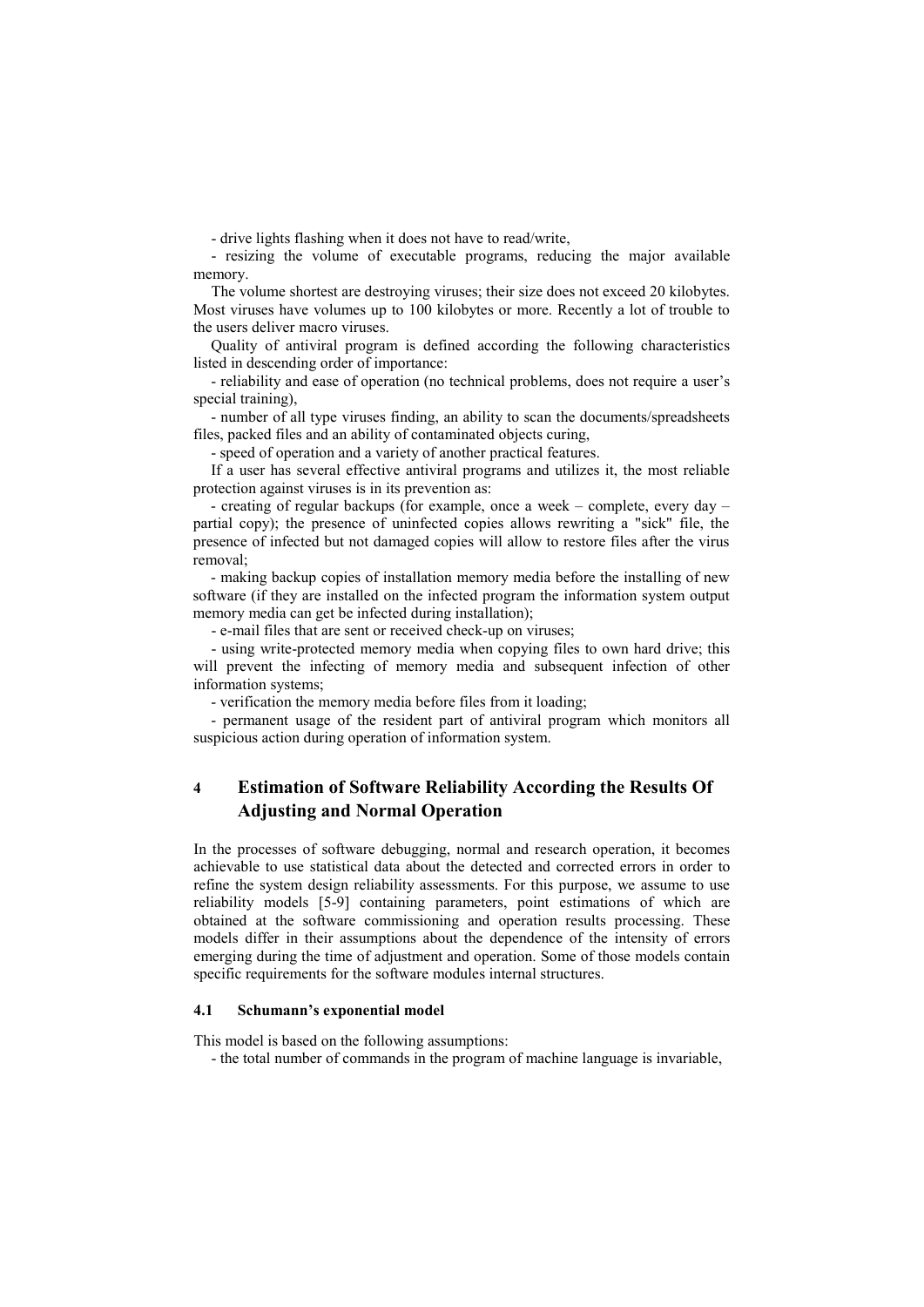- drive lights flashing when it does not have to read/write,

- resizing the volume of executable programs, reducing the major available memory.

The volume shortest are destroying viruses; their size does not exceed 20 kilobytes. Most viruses have volumes up to 100 kilobytes or more. Recently a lot of trouble to the users deliver macro viruses.

Quality of antiviral program is defined according the following characteristics listed in descending order of importance:

- reliability and ease of operation (no technical problems, does not require a user's special training),

- number of all type viruses finding, an ability to scan the documents/spreadsheets files, packed files and an ability of contaminated objects curing,

- speed of operation and a variety of another practical features.

If a user has several effective antiviral programs and utilizes it, the most reliable protection against viruses is in its prevention as:

- creating of regular backups (for example, once a week – complete, every day – partial copy); the presence of uninfected copies allows rewriting a "sick" file, the presence of infected but not damaged copies will allow to restore files after the virus removal;

- making backup copies of installation memory media before the installing of new software (if they are installed on the infected program the information system output memory media can get be infected during installation);

- e-mail files that are sent or received check-up on viruses;

- using write-protected memory media when copying files to own hard drive; this will prevent the infecting of memory media and subsequent infection of other information systems;

- verification the memory media before files from it loading;

- permanent usage of the resident part of antiviral program which monitors all suspicious action during operation of information system.

## 4 Estimation of Software Reliability According the Results Of Adjusting and Normal Operation

In the processes of software debugging, normal and research operation, it becomes achievable to use statistical data about the detected and corrected errors in order to refine the system design reliability assessments. For this purpose, we assume to use reliability models [5-9] containing parameters, point estimations of which are obtained at the software commissioning and operation results processing. These models differ in their assumptions about the dependence of the intensity of errors emerging during the time of adjustment and operation. Some of those models contain specific requirements for the software modules internal structures.

### 4.1 Schumann's exponential model

This model is based on the following assumptions:

- the total number of commands in the program of machine language is invariable,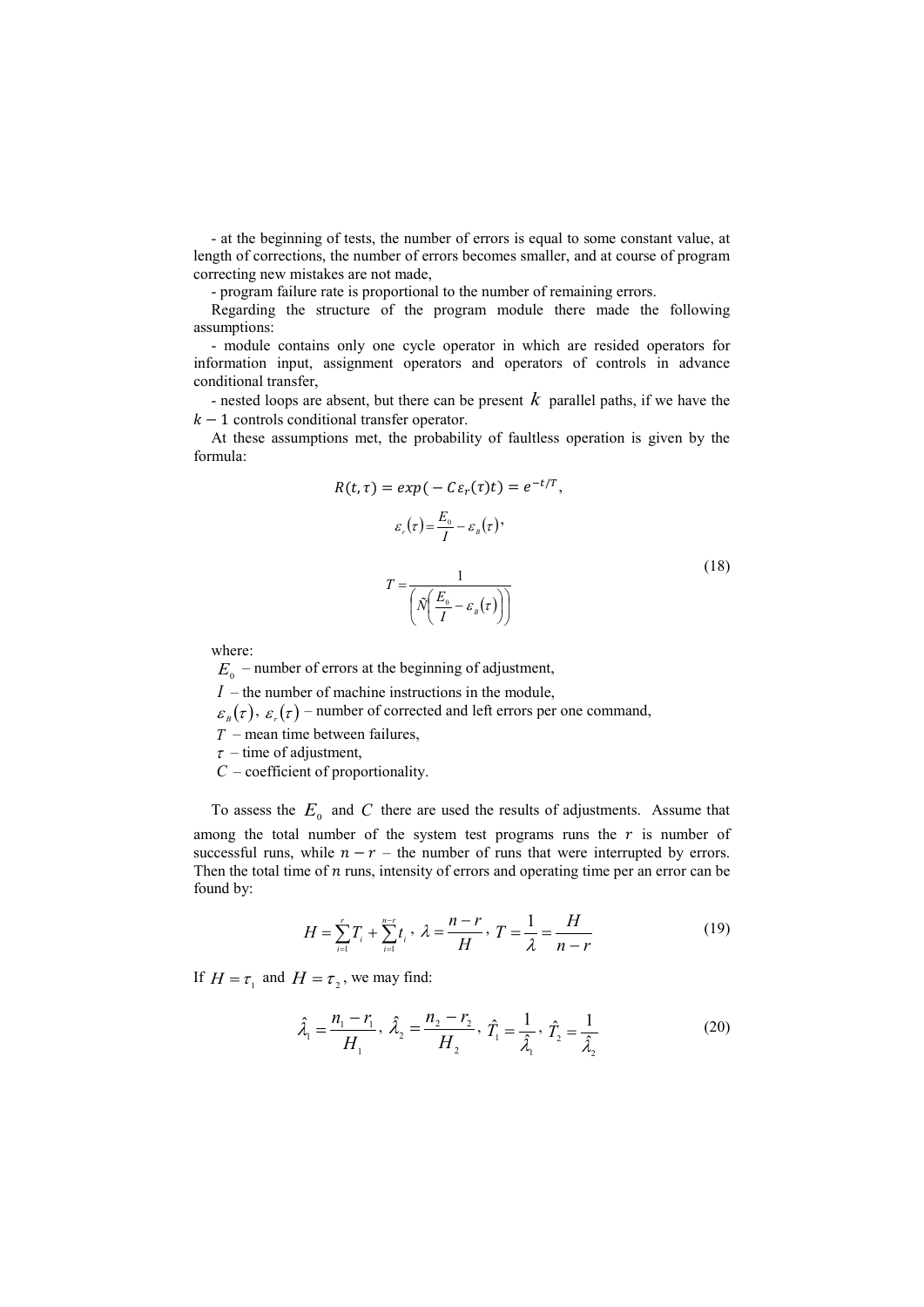- at the beginning of tests, the number of errors is equal to some constant value, at length of corrections, the number of errors becomes smaller, and at course of program correcting new mistakes are not made,

- program failure rate is proportional to the number of remaining errors.

Regarding the structure of the program module there made the following assumptions:

- module contains only one cycle operator in which are resided operators for information input, assignment operators and operators of controls in advance conditional transfer,

- nested loops are absent, but there can be present $k$ parallel paths, if we have the $k-1$ controls conditional transfer operator.

At these assumptions met, the probability of faultless operation is given by the formula:

$$R(t,\tau) = exp(-C\varepsilon_r(\tau)t) = e^{-t/T},$$

$$\varepsilon_r(\tau) = \frac{E_0}{I} - \varepsilon_B(\tau),$$

$$T = \frac{1}{\left(\tilde{N}\left(\frac{E_0}{I} - \varepsilon_B(\tau)\right)\right)} \tag{18}$$

where:

$E_0$ – number of errors at the beginning of adjustment,

$I$ – the number of machine instructions in the module,

$\varepsilon_B(\tau)$, $\varepsilon_r(\tau)$ – number of corrected and left errors per one command,

$T$ – mean time between failures,

$\tau$ – time of adjustment,

$C$ – coefficient of proportionality.

To assess the $E_0$ and $C$ there are used the results of adjustments. Assume that among the total number of the system test programs runs the $r$ is number of successful runs, while $n-r$ – the number of runs that were interrupted by errors. Then the total time of $n$ runs, intensity of errors and operating time per an error can be found by:

$$H = \sum_{i=1}^{r} T_i + \sum_{i=1}^{n-r} t_i, \ \lambda = \frac{n-r}{H}, \ T = \frac{1}{\lambda} = \frac{H}{n-r} \tag{19}$$

If $H = \tau_1$ and $H = \tau_2$, we may find:

$$\hat{\lambda}_1 = \frac{n_1 - r_1}{H_1}, \ \hat{\lambda}_2 = \frac{n_2 - r_2}{H_2}, \ \hat{T}_1 = \frac{1}{\hat{\lambda}_1}, \ \hat{T}_2 = \frac{1}{\hat{\lambda}_2} \tag{20}$$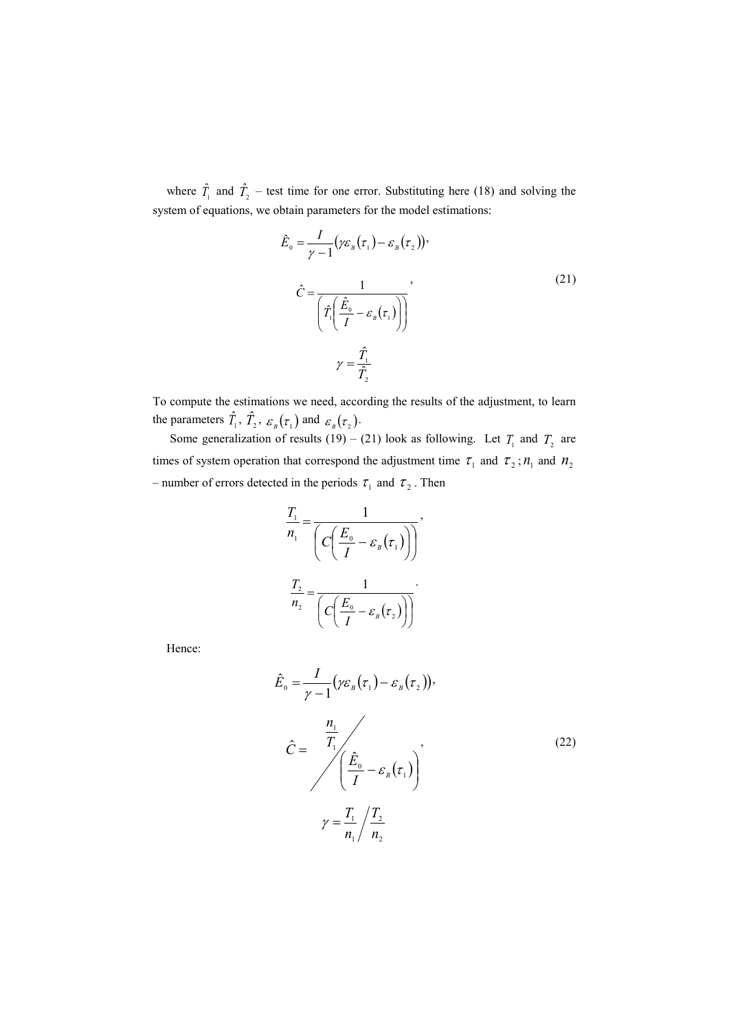where $\hat{T}_1$ and $\hat{T}_2$ – test time for one error. Substituting here (18) and solving the system of equations, we obtain parameters for the model estimations:

$$\hat{E}_0 = \frac{I}{\gamma - 1}\left(\gamma \varepsilon_B(\tau_1) - \varepsilon_B(\tau_2)\right),$$

$$\hat{C} = \frac{1}{\left(\hat{T}_1\left(\frac{\hat{E}_0}{I} - \varepsilon_B(\tau_1)\right)\right)}, \tag{21}$$

$$\gamma = \frac{\hat{T}_1}{\hat{T}_2}$$

To compute the estimations we need, according the results of the adjustment, to learn the parameters $\hat{T}_1$, $\hat{T}_2$, $\varepsilon_B(\tau_1)$ and $\varepsilon_B(\tau_2)$.

Some generalization of results (19) – (21) look as following. Let $T_1$ and $T_2$ are times of system operation that correspond the adjustment time $\tau_1$ and $\tau_2$; $n_1$ and $n_2$ – number of errors detected in the periods $\tau_1$ and $\tau_2$. Then

$$\frac{T_1}{n_1} = \frac{1}{\left(C\left(\frac{E_0}{I} - \varepsilon_B(\tau_1)\right)\right)},$$

$$\frac{T_2}{n_2} = \frac{1}{\left(C\left(\frac{E_0}{I} - \varepsilon_B(\tau_2)\right)\right)}.$$

Hence:

$$\hat{E}_0 = \frac{I}{\gamma - 1}\left(\gamma \varepsilon_B(\tau_1) - \varepsilon_B(\tau_2)\right),$$

$$\hat{C} = \frac{n_1}{T_1} \Bigg/ \left(\frac{\hat{E}_0}{I} - \varepsilon_B(\tau_1)\right), \tag{22}$$

$$\gamma = \frac{T_1}{n_1} \Bigg/ \frac{T_2}{n_2}$$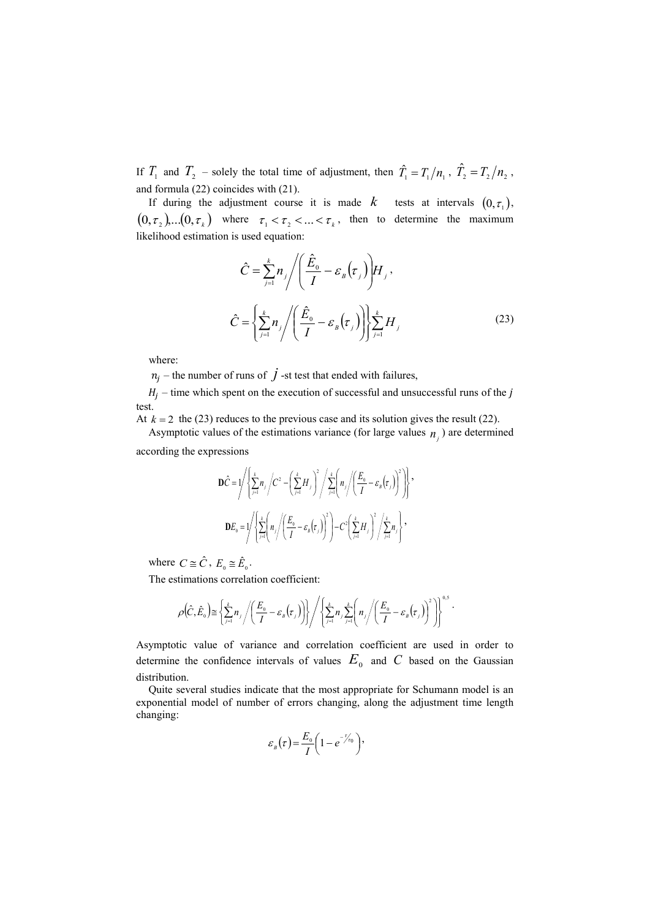If $T_1$ and $T_2$ – solely the total time of adjustment, then $\hat{T}_1 = T_1 / n_1$, $\hat{T}_2 = T_2 / n_2$, and formula (22) coincides with (21).

If during the adjustment course it is made $k$ tests at intervals $(0, \tau_1)$, $(0, \tau_2), \ldots (0, \tau_k)$ where $\tau_1 < \tau_2 < \ldots < \tau_k$, then to determine the maximum likelihood estimation is used equation:

$$\hat{C} = \sum_{j=1}^{k} n_j \Big/ \left( \frac{\hat{E}_0}{I} - \varepsilon_B(\tau_j) \right) H_j ,$$

$$\hat{C} = \left\{ \sum_{j=1}^{k} n_j \Big/ \left( \frac{\hat{E}_0}{I} - \varepsilon_B(\tau_j) \right) \right\} \sum_{j=1}^{k} H_j \tag{23}$$

where:

$n_j$ – the number of runs of $j$-st test that ended with failures,

$H_j$ – time which spent on the execution of successful and unsuccessful runs of the $j$ test.

At $k = 2$ the (23) reduces to the previous case and its solution gives the result (22).

Asymptotic values of the estimations variance (for large values $n_j$) are determined according the expressions

$$\mathbf{D}\hat{C} = 1 \Big/ \left\{ \sum_{j=1}^{k} n_j \Big/ C^2 - \left( \sum_{j=1}^{k} H_j \right)^2 \Big/ \sum_{j=1}^{k} \left( n_j \Big/ \left( \frac{E_0}{I} - \varepsilon_B(\tau_j) \right)^2 \right) \right\},$$

$$\mathbf{D}E_0 = 1 \Big/ \left\{ \sum_{j=1}^{k} \left( n_j \Big/ \left( \frac{E_0}{I} - \varepsilon_B(\tau_j) \right)^2 \right) - C^2 \left( \sum_{j=1}^{k} H_j \right)^2 \Big/ \sum_{j=1}^{k} n_j \right\},$$

where $C \cong \hat{C}$, $E_0 \cong \hat{E}_0$.

The estimations correlation coefficient:

$$\rho(\hat{C}, \hat{E}_0) \cong \left\{ \sum_{j=1}^{k} n_j \Big/ \left( \frac{E_0}{I} - \varepsilon_B(\tau_j) \right) \right\} \Big/ \left\{ \sum_{j=1}^{k} n_j \sum_{j=1}^{k} \left( n_j \Big/ \left( \frac{E_0}{I} - \varepsilon_B(\tau_j) \right)^2 \right) \right\}^{0,5}.$$

Asymptotic value of variance and correlation coefficient are used in order to determine the confidence intervals of values $E_0$ and $C$ based on the Gaussian distribution.

Quite several studies indicate that the most appropriate for Schumann model is an exponential model of number of errors changing, along the adjustment time length changing:

$$\varepsilon_B(\tau) = \frac{E_0}{I} \left( 1 - e^{-\tau / \tau_0} \right),$$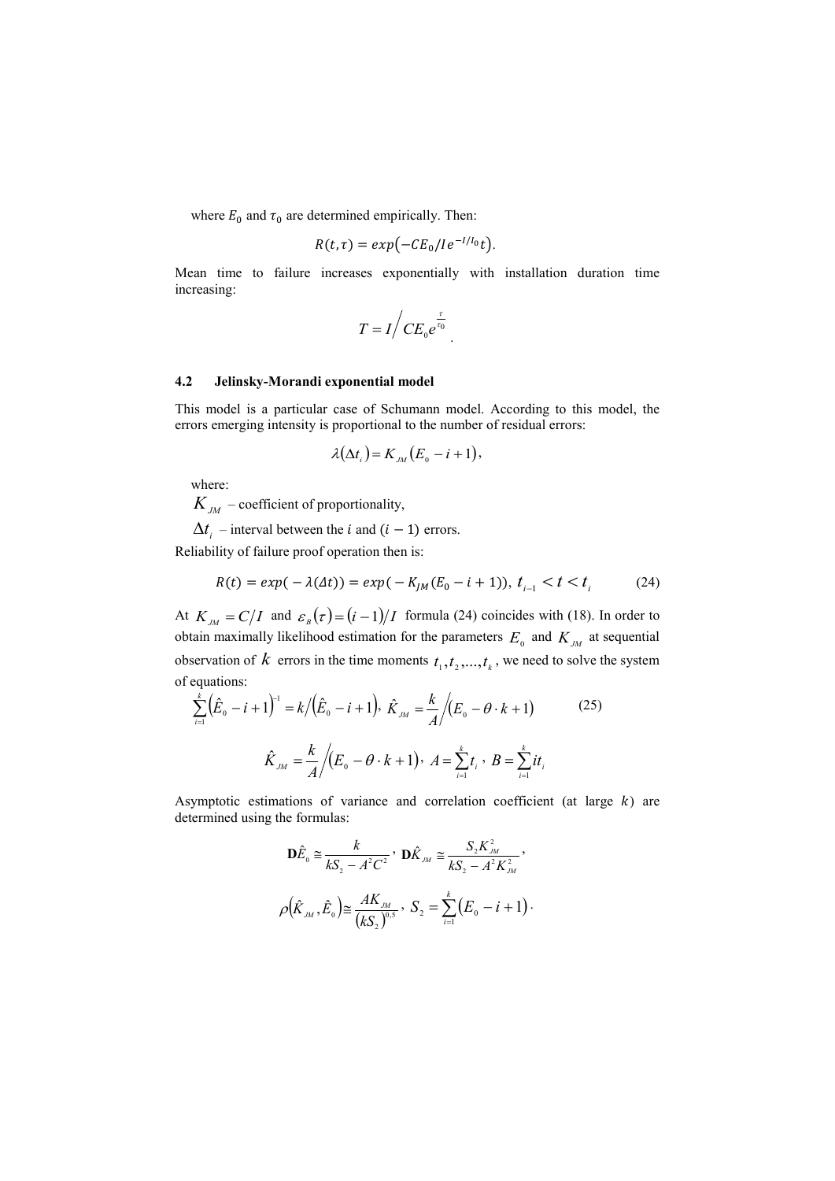where $E_0$ and $\tau_0$ are determined empirically. Then:

$$R(t,\tau) = exp\left(-CE_0/Ie^{-I/I_0}t\right).$$

Mean time to failure increases exponentially with installation duration time increasing:

$$T = I\Big/CE_0e^{\frac{\tau}{\tau_0}}.$$

### 4.2 Jelinsky-Morandi exponential model

This model is a particular case of Schumann model. According to this model, the errors emerging intensity is proportional to the number of residual errors:

$$\lambda(\Delta t_i) = K_{JM}(E_0 - i + 1),$$

where:

$K_{JM}$ – coefficient of proportionality,

$\Delta t_i$ – interval between the $i$ and $(i-1)$ errors.

Reliability of failure proof operation then is:

$$R(t) = exp(-\lambda(\Delta t)) = exp(-K_{JM}(E_0 - i + 1)),\ t_{i-1} < t < t_i \tag{24}$$

At $K_{JM} = C/I$ and $\varepsilon_B(\tau) = (i-1)/I$ formula (24) coincides with (18). In order to obtain maximally likelihood estimation for the parameters $E_0$ and $K_{JM}$ at sequential observation of $k$ errors in the time moments $t_1, t_2, ..., t_k$, we need to solve the system of equations:

$$\sum_{i=1}^{k}\left(\hat{E}_0 - i + 1\right)^{-1} = k\Big/\left(\hat{E}_0 - i + 1\right),\ \hat{K}_{JM} = \frac{k}{A}\Big/\left(E_0 - \theta \cdot k + 1\right) \tag{25}$$

$$\hat{K}_{JM} = \frac{k}{A}\Big/\left(E_0 - \theta \cdot k + 1\right),\ A = \sum_{i=1}^{k} t_i,\ B = \sum_{i=1}^{k} it_i$$

Asymptotic estimations of variance and correlation coefficient (at large $k$) are determined using the formulas:

$$\mathbf{D}\hat{E}_0 \cong \frac{k}{kS_2 - A^2C^2},\ \mathbf{D}\hat{K}_{JM} \cong \frac{S_2K_{JM}^2}{kS_2 - A^2K_{JM}^2},$$

$$\rho\left(\hat{K}_{JM}, \hat{E}_0\right) \cong \frac{AK_{JM}}{\left(kS_2\right)^{0,5}},\ S_2 = \sum_{i=1}^{k}\left(E_0 - i + 1\right).$$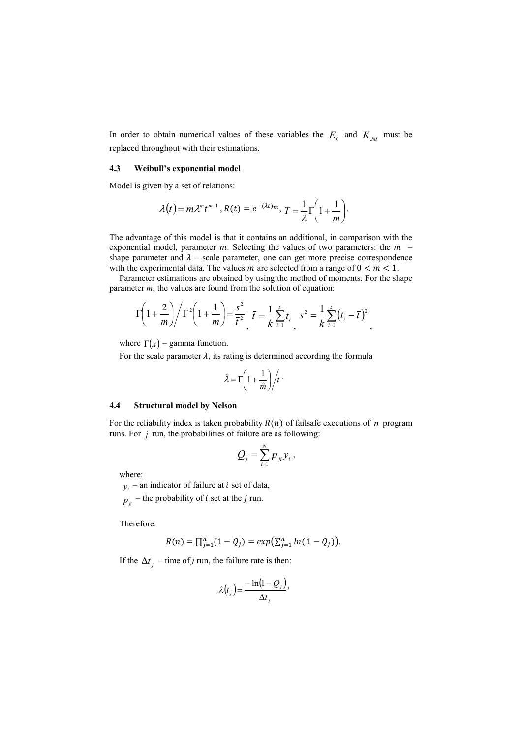In order to obtain numerical values of these variables the $E_0$ and $K_{JM}$ must be replaced throughout with their estimations.

### 4.3 Weibull's exponential model

Model is given by a set of relations:

$$\lambda(t) = m\lambda^m t^{m-1},\ R(t) = e^{-(\lambda t)m},\ T = \frac{1}{\lambda}\Gamma\left(1 + \frac{1}{m}\right).$$

The advantage of this model is that it contains an additional, in comparison with the exponential model, parameter $m$. Selecting the values of two parameters: the $m$ – shape parameter and $\lambda$ – scale parameter, one can get more precise correspondence with the experimental data. The values $m$ are selected from a range of $0 < m < 1$.

Parameter estimations are obtained by using the method of moments. For the shape parameter *m*, the values are found from the solution of equation:

$$\Gamma\left(1 + \frac{2}{m}\right) \Big/ \Gamma^2\left(1 + \frac{1}{m}\right) = \frac{s^2}{\bar{t}^2},\quad \bar{t} = \frac{1}{k}\sum_{i=1}^{k} t_i,\quad s^2 = \frac{1}{k}\sum_{i=1}^{k}\left(t_i - \bar{t}\right)^2,$$

where $\Gamma(x)$ – gamma function.

For the scale parameter $\lambda$, its rating is determined according the formula

$$\hat{\lambda} = \Gamma\left(1 + \frac{1}{\hat{m}}\right) \Big/ \bar{t}.$$

### 4.4 Structural model by Nelson

For the reliability index is taken probability $R(n)$ of failsafe executions of $n$ program runs. For $j$ run, the probabilities of failure are as following:

$$Q_j = \sum_{i=1}^{N} p_{ji} y_i,$$

where:

$y_i$ – an indicator of failure at $i$ set of data,

$p_{ji}$ – the probability of $i$ set at the $j$ run.

Therefore:

$$R(n) = \prod_{j=1}^{n}(1 - Q_j) = exp\left(\sum_{j=1}^{n} ln(1 - Q_j)\right).$$

If the $\Delta t_j$ – time of *j* run, the failure rate is then:

$$\lambda(t_j) = \frac{-\ln(1 - Q_j)}{\Delta t_j},$$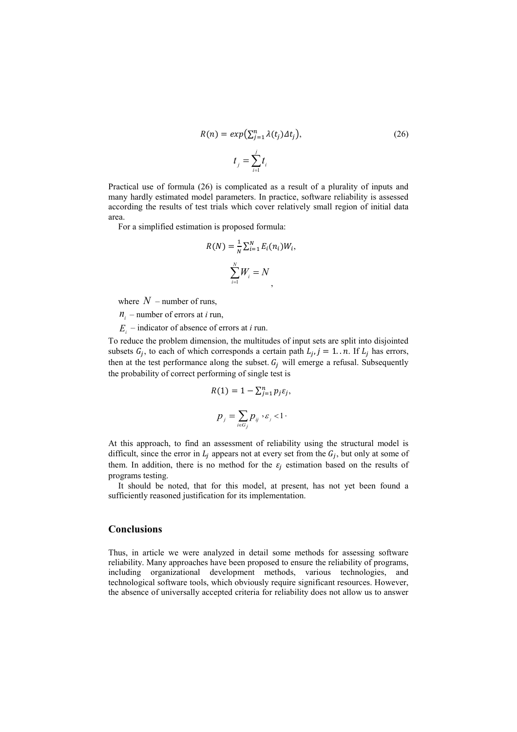$$R(n) = exp\left(\sum_{j=1}^{n} \lambda(t_j)\Delta t_j\right), \tag{26}$$

$$t_j = \sum_{i=1}^{j} t_i$$

Practical use of formula (26) is complicated as a result of a plurality of inputs and many hardly estimated model parameters. In practice, software reliability is assessed according the results of test trials which cover relatively small region of initial data area.

For a simplified estimation is proposed formula:

$$R(N) = \frac{1}{N}\sum_{i=1}^{N} E_i(n_i)W_i,$$

$$\sum_{i=1}^{N} W_i = N,$$

where $N$ – number of runs,

$n_i$ – number of errors at *i* run,

$E_i$ – indicator of absence of errors at *i* run.

To reduce the problem dimension, the multitudes of input sets are split into disjointed subsets $G_j$, to each of which corresponds a certain path $L_j, j = 1..n$. If $L_j$ has errors, then at the test performance along the subset. $G_j$ will emerge a refusal. Subsequently the probability of correct performing of single test is

$$R(1) = 1 - \sum_{j=1}^{n} p_j \varepsilon_j,$$

$$p_j = \sum_{i \in G_j} p_{ij}, \varepsilon_j < 1.$$

At this approach, to find an assessment of reliability using the structural model is difficult, since the error in $L_j$ appears not at every set from the $G_j$, but only at some of them. In addition, there is no method for the $\varepsilon_j$ estimation based on the results of programs testing.

It should be noted, that for this model, at present, has not yet been found a sufficiently reasoned justification for its implementation.

## Conclusions

Thus, in article we were analyzed in detail some methods for assessing software reliability. Many approaches have been proposed to ensure the reliability of programs, including organizational development methods, various technologies, and technological software tools, which obviously require significant resources. However, the absence of universally accepted criteria for reliability does not allow us to answer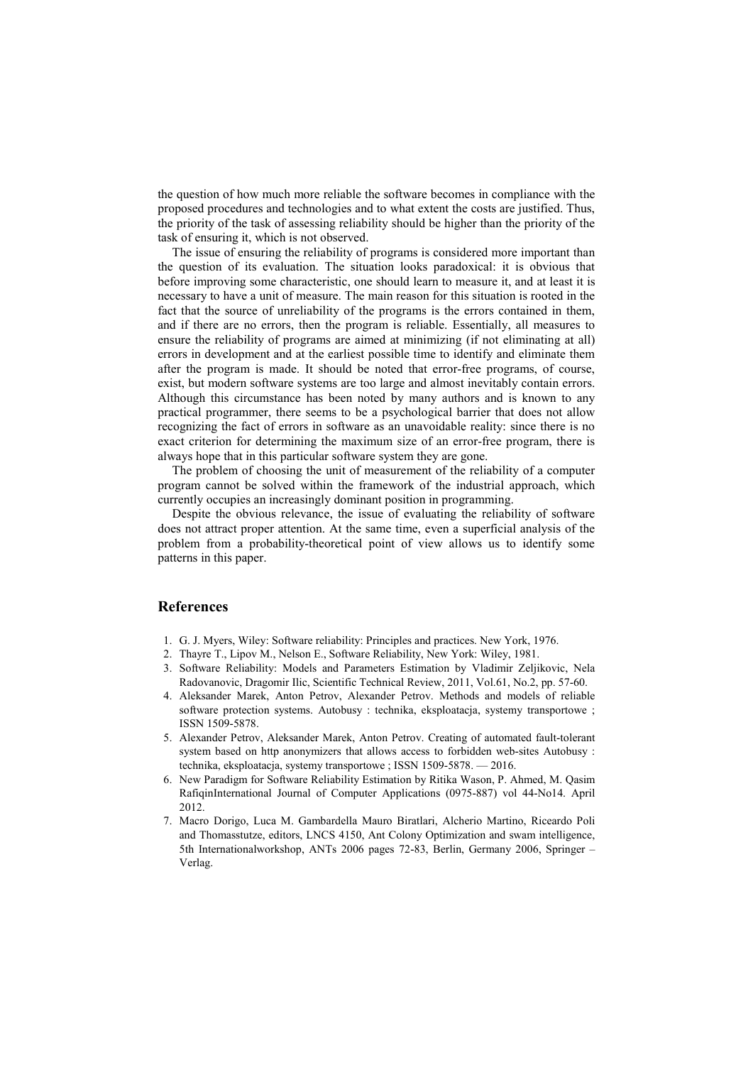the question of how much more reliable the software becomes in compliance with the proposed procedures and technologies and to what extent the costs are justified. Thus, the priority of the task of assessing reliability should be higher than the priority of the task of ensuring it, which is not observed.

The issue of ensuring the reliability of programs is considered more important than the question of its evaluation. The situation looks paradoxical: it is obvious that before improving some characteristic, one should learn to measure it, and at least it is necessary to have a unit of measure. The main reason for this situation is rooted in the fact that the source of unreliability of the programs is the errors contained in them, and if there are no errors, then the program is reliable. Essentially, all measures to ensure the reliability of programs are aimed at minimizing (if not eliminating at all) errors in development and at the earliest possible time to identify and eliminate them after the program is made. It should be noted that error-free programs, of course, exist, but modern software systems are too large and almost inevitably contain errors. Although this circumstance has been noted by many authors and is known to any practical programmer, there seems to be a psychological barrier that does not allow recognizing the fact of errors in software as an unavoidable reality: since there is no exact criterion for determining the maximum size of an error-free program, there is always hope that in this particular software system they are gone.

The problem of choosing the unit of measurement of the reliability of a computer program cannot be solved within the framework of the industrial approach, which currently occupies an increasingly dominant position in programming.

Despite the obvious relevance, the issue of evaluating the reliability of software does not attract proper attention. At the same time, even a superficial analysis of the problem from a probability-theoretical point of view allows us to identify some patterns in this paper.

## References

1. G. J. Myers, Wiley: Software reliability: Principles and practices. New York, 1976.
2. Thayre T., Lipov M., Nelson E., Software Reliability, New York: Wiley, 1981.
3. Software Reliability: Models and Parameters Estimation by Vladimir Zeljikovic, Nela Radovanovic, Dragomir Ilic, Scientific Technical Review, 2011, Vol.61, No.2, pp. 57-60.
4. Aleksander Marek, Anton Petrov, Alexander Petrov. Methods and models of reliable software protection systems. Autobusy : technika, eksploatacja, systemy transportowe ; ISSN 1509-5878.
5. Alexander Petrov, Aleksander Marek, Anton Petrov. Creating of automated fault-tolerant system based on http anonymizers that allows access to forbidden web-sites Autobusy : technika, eksploatacja, systemy transportowe ; ISSN 1509-5878. — 2016.
6. New Paradigm for Software Reliability Estimation by Ritika Wason, P. Ahmed, M. Qasim RafiqinInternational Journal of Computer Applications (0975-887) vol 44-No14. April 2012.
7. Macro Dorigo, Luca M. Gambardella Mauro Biratlari, Alcherio Martino, Riceardo Poli and Thomasstutze, editors, LNCS 4150, Ant Colony Optimization and swam intelligence, 5th Internationalworkshop, ANTs 2006 pages 72-83, Berlin, Germany 2006, Springer – Verlag.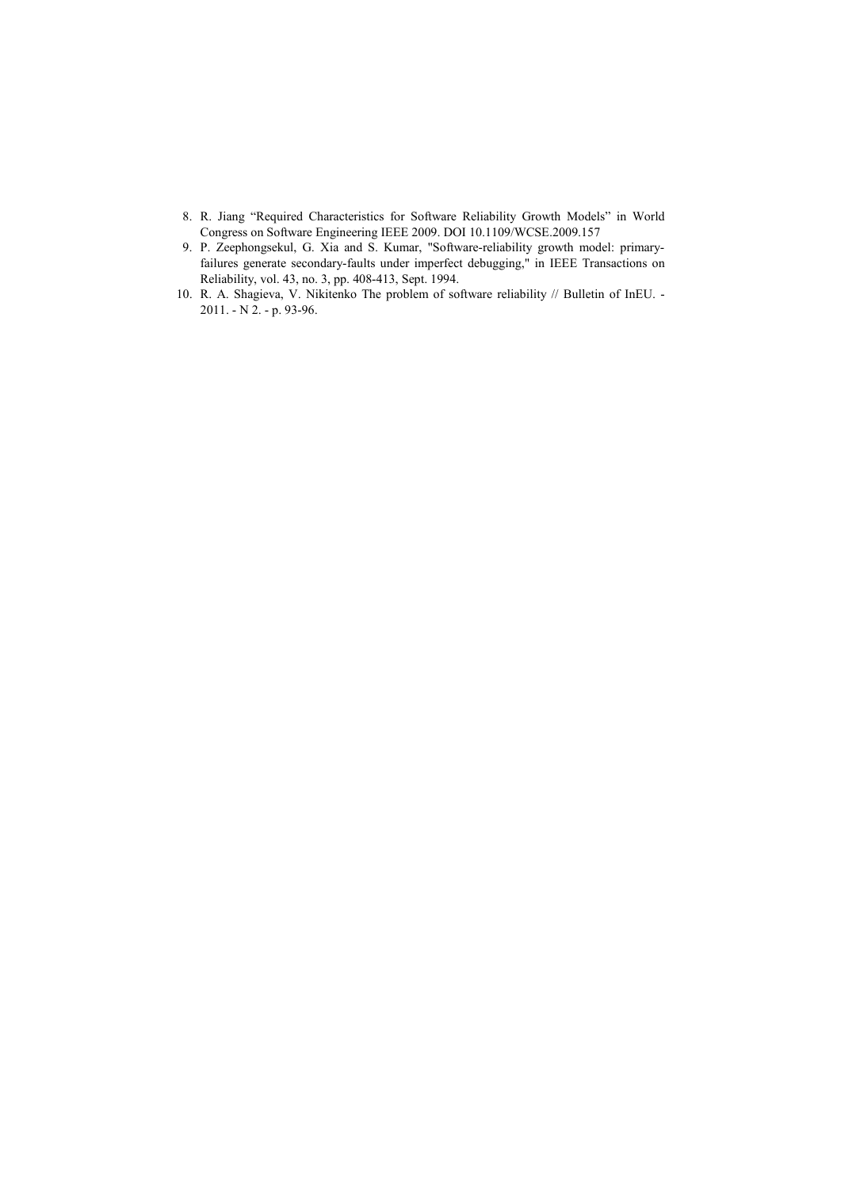8. R. Jiang "Required Characteristics for Software Reliability Growth Models" in World Congress on Software Engineering IEEE 2009. DOI 10.1109/WCSE.2009.157
9. P. Zeephongsekul, G. Xia and S. Kumar, "Software-reliability growth model: primary-failures generate secondary-faults under imperfect debugging," in IEEE Transactions on Reliability, vol. 43, no. 3, pp. 408-413, Sept. 1994.
10. R. A. Shagieva, V. Nikitenko The problem of software reliability // Bulletin of InEU. - 2011. - N 2. - p. 93-96.